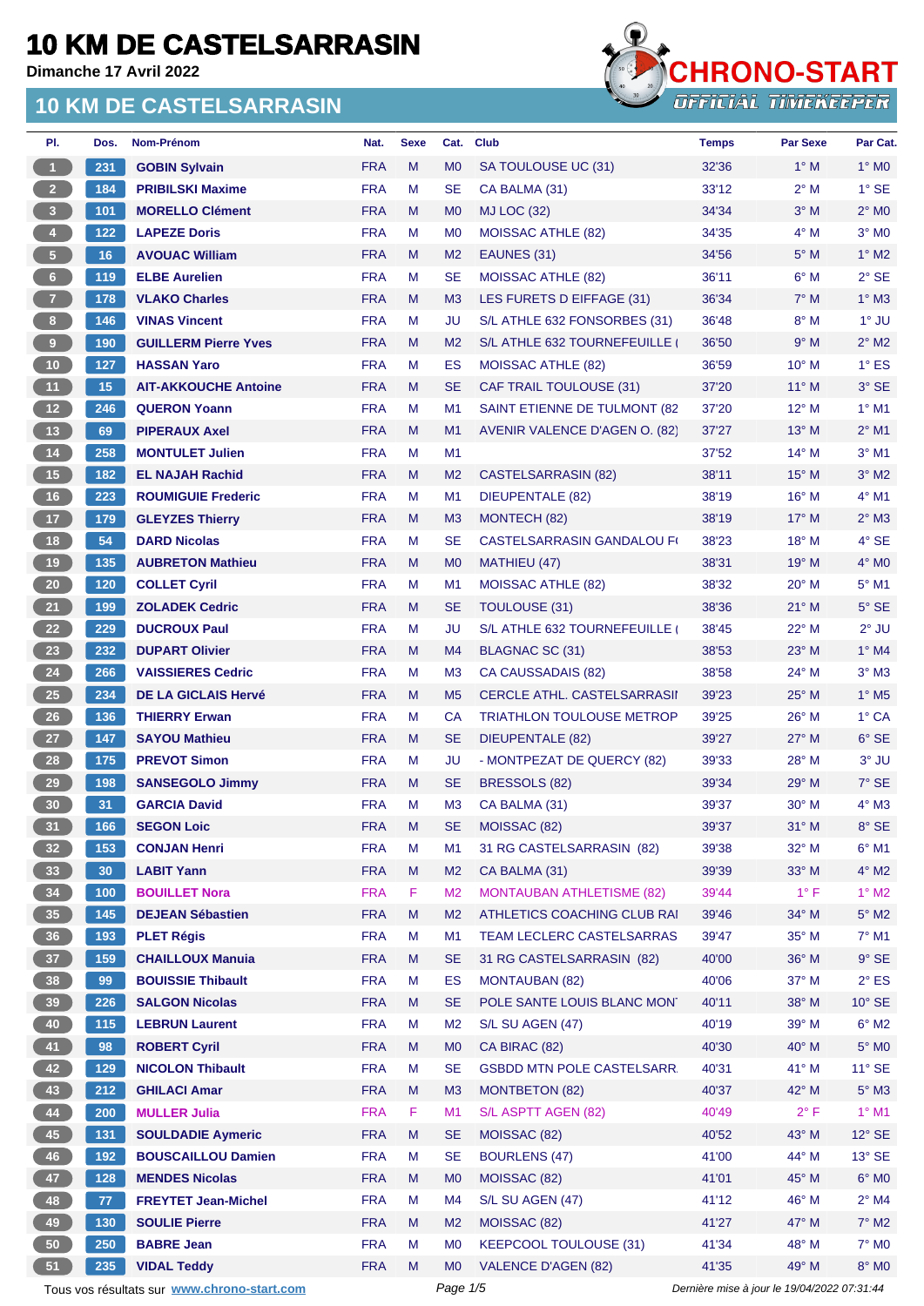# 10 KM DE CASTELSARRASIN

**Dimanche 17 Avril 2022**

## 10 KM DE CASTELSARRASIN

CHRONO-START
OFFICIAL TIMEKEEPER

| Pl. | Dos. | Nom-Prénom | Nat. | Sexe | Cat. | Club | Temps | Par Sexe | Par Cat. |
|---|---|---|---|---|---|---|---|---|---|
| 1 | 231 | **GOBIN Sylvain** | FRA | M | M0 | SA TOULOUSE UC (31) | 32'36 | 1° M | 1° M0 |
| 2 | 184 | **PRIBILSKI Maxime** | FRA | M | SE | CA BALMA (31) | 33'12 | 2° M | 1° SE |
| 3 | 101 | **MORELLO Clément** | FRA | M | M0 | MJ LOC (32) | 34'34 | 3° M | 2° M0 |
| 4 | 122 | **LAPEZE Doris** | FRA | M | M0 | MOISSAC ATHLE (82) | 34'35 | 4° M | 3° M0 |
| 5 | 16 | **AVOUAC William** | FRA | M | M2 | EAUNES (31) | 34'56 | 5° M | 1° M2 |
| 6 | 119 | **ELBE Aurelien** | FRA | M | SE | MOISSAC ATHLE (82) | 36'11 | 6° M | 2° SE |
| 7 | 178 | **VLAKO Charles** | FRA | M | M3 | LES FURETS D EIFFAGE (31) | 36'34 | 7° M | 1° M3 |
| 8 | 146 | **VINAS Vincent** | FRA | M | JU | S/L ATHLE 632 FONSORBES (31) | 36'48 | 8° M | 1° JU |
| 9 | 190 | **GUILLERM Pierre Yves** | FRA | M | M2 | S/L ATHLE 632 TOURNEFEUILLE ( | 36'50 | 9° M | 2° M2 |
| 10 | 127 | **HASSAN Yaro** | FRA | M | ES | MOISSAC ATHLE (82) | 36'59 | 10° M | 1° ES |
| 11 | 15 | **AIT-AKKOUCHE Antoine** | FRA | M | SE | CAF TRAIL TOULOUSE (31) | 37'20 | 11° M | 3° SE |
| 12 | 246 | **QUERON Yoann** | FRA | M | M1 | SAINT ETIENNE DE TULMONT (82 | 37'20 | 12° M | 1° M1 |
| 13 | 69 | **PIPERAUX Axel** | FRA | M | M1 | AVENIR VALENCE D'AGEN O. (82) | 37'27 | 13° M | 2° M1 |
| 14 | 258 | **MONTULET Julien** | FRA | M | M1 | | 37'52 | 14° M | 3° M1 |
| 15 | 182 | **EL NAJAH Rachid** | FRA | M | M2 | CASTELSARRASIN (82) | 38'11 | 15° M | 3° M2 |
| 16 | 223 | **ROUMIGUIE Frederic** | FRA | M | M1 | DIEUPENTALE (82) | 38'19 | 16° M | 4° M1 |
| 17 | 179 | **GLEYZES Thierry** | FRA | M | M3 | MONTECH (82) | 38'19 | 17° M | 2° M3 |
| 18 | 54 | **DARD Nicolas** | FRA | M | SE | CASTELSARRASIN GANDALOU F | 38'23 | 18° M | 4° SE |
| 19 | 135 | **AUBRETON Mathieu** | FRA | M | M0 | MATHIEU (47) | 38'31 | 19° M | 4° M0 |
| 20 | 120 | **COLLET Cyril** | FRA | M | M1 | MOISSAC ATHLE (82) | 38'32 | 20° M | 5° M1 |
| 21 | 199 | **ZOLADEK Cedric** | FRA | M | SE | TOULOUSE (31) | 38'36 | 21° M | 5° SE |
| 22 | 229 | **DUCROUX Paul** | FRA | M | JU | S/L ATHLE 632 TOURNEFEUILLE ( | 38'45 | 22° M | 2° JU |
| 23 | 232 | **DUPART Olivier** | FRA | M | M4 | BLAGNAC SC (31) | 38'53 | 23° M | 1° M4 |
| 24 | 266 | **VAISSIERES Cedric** | FRA | M | M3 | CA CAUSSADAIS (82) | 38'58 | 24° M | 3° M3 |
| 25 | 234 | **DE LA GICLAIS Hervé** | FRA | M | M5 | CERCLE ATHL. CASTELSARRASI | 39'23 | 25° M | 1° M5 |
| 26 | 136 | **THIERRY Erwan** | FRA | M | CA | TRIATHLON TOULOUSE METROP | 39'25 | 26° M | 1° CA |
| 27 | 147 | **SAYOU Mathieu** | FRA | M | SE | DIEUPENTALE (82) | 39'27 | 27° M | 6° SE |
| 28 | 175 | **PREVOT Simon** | FRA | M | JU | - MONTPEZAT DE QUERCY (82) | 39'33 | 28° M | 3° JU |
| 29 | 198 | **SANSEGOLO Jimmy** | FRA | M | SE | BRESSOLS (82) | 39'34 | 29° M | 7° SE |
| 30 | 31 | **GARCIA David** | FRA | M | M3 | CA BALMA (31) | 39'37 | 30° M | 4° M3 |
| 31 | 166 | **SEGON Loic** | FRA | M | SE | MOISSAC (82) | 39'37 | 31° M | 8° SE |
| 32 | 153 | **CONJAN Henri** | FRA | M | M1 | 31 RG CASTELSARRASIN (82) | 39'38 | 32° M | 6° M1 |
| 33 | 30 | **LABIT Yann** | FRA | M | M2 | CA BALMA (31) | 39'39 | 33° M | 4° M2 |
| 34 | 100 | **BOUILLET Nora** | FRA | F | M2 | MONTAUBAN ATHLETISME (82) | 39'44 | 1° F | 1° M2 |
| 35 | 145 | **DEJEAN Sébastien** | FRA | M | M2 | ATHLETICS COACHING CLUB RA | 39'46 | 34° M | 5° M2 |
| 36 | 193 | **PLET Régis** | FRA | M | M1 | TEAM LECLERC CASTELSARRAS | 39'47 | 35° M | 7° M1 |
| 37 | 159 | **CHAILLOUX Manuia** | FRA | M | SE | 31 RG CASTELSARRASIN (82) | 40'00 | 36° M | 9° SE |
| 38 | 99 | **BOUISSIE Thibault** | FRA | M | ES | MONTAUBAN (82) | 40'06 | 37° M | 2° ES |
| 39 | 226 | **SALGON Nicolas** | FRA | M | SE | POLE SANTE LOUIS BLANC MON | 40'11 | 38° M | 10° SE |
| 40 | 115 | **LEBRUN Laurent** | FRA | M | M2 | S/L SU AGEN (47) | 40'19 | 39° M | 6° M2 |
| 41 | 98 | **ROBERT Cyril** | FRA | M | M0 | CA BIRAC (82) | 40'30 | 40° M | 5° M0 |
| 42 | 129 | **NICOLON Thibault** | FRA | M | SE | GSBDD MTN POLE CASTELSARR | 40'31 | 41° M | 11° SE |
| 43 | 212 | **GHILACI Amar** | FRA | M | M3 | MONTBETON (82) | 40'37 | 42° M | 5° M3 |
| 44 | 200 | **MULLER Julia** | FRA | F | M1 | S/L ASPTT AGEN (82) | 40'49 | 2° F | 1° M1 |
| 45 | 131 | **SOULDADIE Aymeric** | FRA | M | SE | MOISSAC (82) | 40'52 | 43° M | 12° SE |
| 46 | 192 | **BOUSCAILLOU Damien** | FRA | M | SE | BOURLENS (47) | 41'00 | 44° M | 13° SE |
| 47 | 128 | **MENDES Nicolas** | FRA | M | M0 | MOISSAC (82) | 41'01 | 45° M | 6° M0 |
| 48 | 77 | **FREYTET Jean-Michel** | FRA | M | M4 | S/L SU AGEN (47) | 41'12 | 46° M | 2° M4 |
| 49 | 130 | **SOULIE Pierre** | FRA | M | M2 | MOISSAC (82) | 41'27 | 47° M | 7° M2 |
| 50 | 250 | **BABRE Jean** | FRA | M | M0 | KEEPCOOL TOULOUSE (31) | 41'34 | 48° M | 7° M0 |
| 51 | 235 | **VIDAL Teddy** | FRA | M | M0 | VALENCE D'AGEN (82) | 41'35 | 49° M | 8° M0 |

Tous vos résultats sur www.chrono-start.com

Dernière mise à jour le 19/04/2022 07:31:44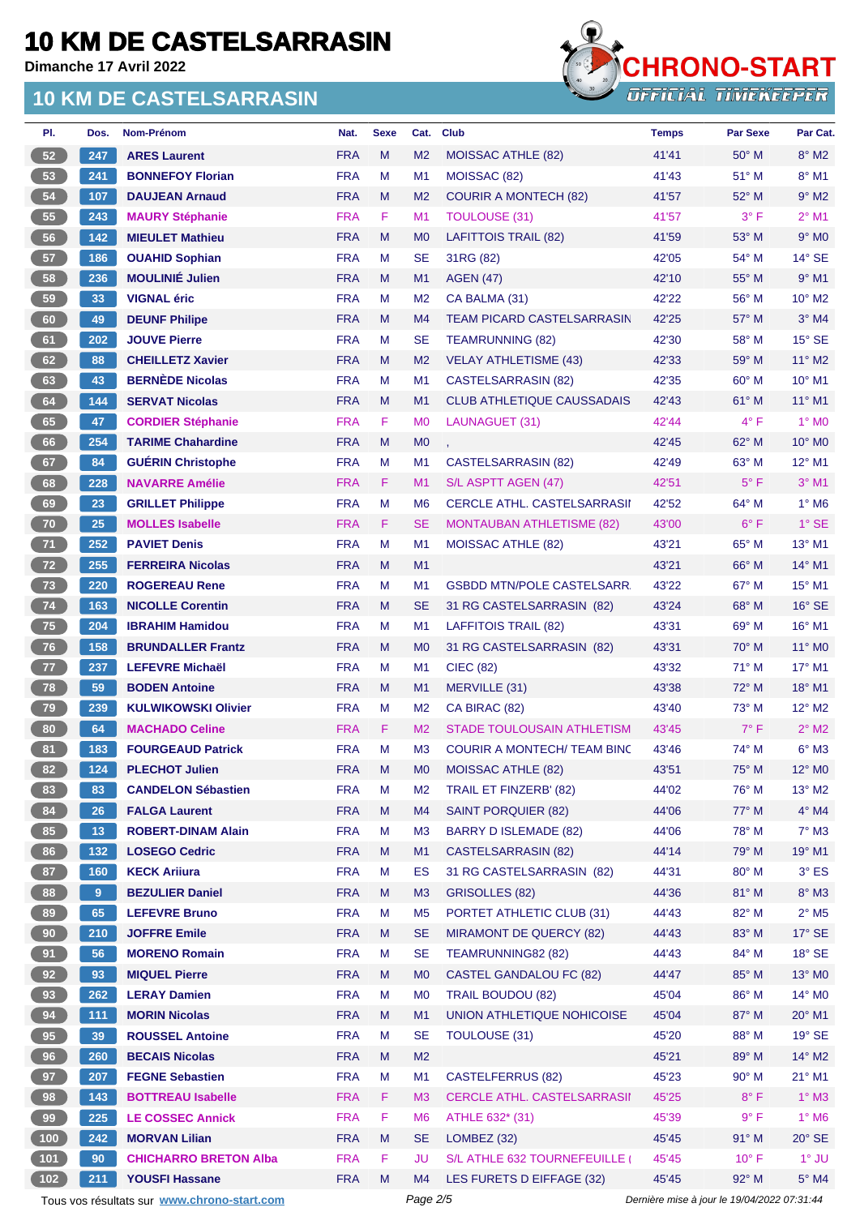# 10 KM DE CASTELSARRASIN

**Dimanche 17 Avril 2022**

## 10 KM DE CASTELSARRASIN

| Pl. | Dos. | Nom-Prénom | Nat. | Sexe | Cat. | Club | Temps | Par Sexe | Par Cat. |
|---|---|---|---|---|---|---|---|---|---|
| 52 | 247 | ARES Laurent | FRA | M | M2 | MOISSAC ATHLE (82) | 41'41 | 50° M | 8° M2 |
| 53 | 241 | BONNEFOY Florian | FRA | M | M1 | MOISSAC (82) | 41'43 | 51° M | 8° M1 |
| 54 | 107 | DAUJEAN Arnaud | FRA | M | M2 | COURIR A MONTECH (82) | 41'57 | 52° M | 9° M2 |
| 55 | 243 | MAURY Stéphanie | FRA | F | M1 | TOULOUSE (31) | 41'57 | 3° F | 2° M1 |
| 56 | 142 | MIEULET Mathieu | FRA | M | M0 | LAFITTOIS TRAIL (82) | 41'59 | 53° M | 9° M0 |
| 57 | 186 | OUAHID Sophian | FRA | M | SE | 31RG (82) | 42'05 | 54° M | 14° SE |
| 58 | 236 | MOULINIÉ Julien | FRA | M | M1 | AGEN (47) | 42'10 | 55° M | 9° M1 |
| 59 | 33 | VIGNAL éric | FRA | M | M2 | CA BALMA (31) | 42'22 | 56° M | 10° M2 |
| 60 | 49 | DEUNF Philipe | FRA | M | M4 | TEAM PICARD CASTELSARRASIN | 42'25 | 57° M | 3° M4 |
| 61 | 202 | JOUVE Pierre | FRA | M | SE | TEAMRUNNING (82) | 42'30 | 58° M | 15° SE |
| 62 | 88 | CHEILLETZ Xavier | FRA | M | M2 | VELAY ATHLETISME (43) | 42'33 | 59° M | 11° M2 |
| 63 | 43 | BERNÈDE Nicolas | FRA | M | M1 | CASTELSARRASIN (82) | 42'35 | 60° M | 10° M1 |
| 64 | 144 | SERVAT Nicolas | FRA | M | M1 | CLUB ATHLETIQUE CAUSSADAIS | 42'43 | 61° M | 11° M1 |
| 65 | 47 | CORDIER Stéphanie | FRA | F | M0 | LAUNAGUET (31) | 42'44 | 4° F | 1° M0 |
| 66 | 254 | TARIME Chahardine | FRA | M | M0 | , | 42'45 | 62° M | 10° M0 |
| 67 | 84 | GUÉRIN Christophe | FRA | M | M1 | CASTELSARRASIN (82) | 42'49 | 63° M | 12° M1 |
| 68 | 228 | NAVARRE Amélie | FRA | F | M1 | S/L ASPTT AGEN (47) | 42'51 | 5° F | 3° M1 |
| 69 | 23 | GRILLET Philippe | FRA | M | M6 | CERCLE ATHL. CASTELSARRASI | 42'52 | 64° M | 1° M6 |
| 70 | 25 | MOLLES Isabelle | FRA | F | SE | MONTAUBAN ATHLETISME (82) | 43'00 | 6° F | 1° SE |
| 71 | 252 | PAVIET Denis | FRA | M | M1 | MOISSAC ATHLE (82) | 43'21 | 65° M | 13° M1 |
| 72 | 255 | FERREIRA Nicolas | FRA | M | M1 | | 43'21 | 66° M | 14° M1 |
| 73 | 220 | ROGEREAU Rene | FRA | M | M1 | GSBDD MTN/POLE CASTELSARR. | 43'22 | 67° M | 15° M1 |
| 74 | 163 | NICOLLE Corentin | FRA | M | SE | 31 RG CASTELSARRASIN (82) | 43'24 | 68° M | 16° SE |
| 75 | 204 | IBRAHIM Hamidou | FRA | M | M1 | LAFFITOIS TRAIL (82) | 43'31 | 69° M | 16° M1 |
| 76 | 158 | BRUNDALLER Frantz | FRA | M | M0 | 31 RG CASTELSARRASIN (82) | 43'31 | 70° M | 11° M0 |
| 77 | 237 | LEFEVRE Michaël | FRA | M | M1 | CIEC (82) | 43'32 | 71° M | 17° M1 |
| 78 | 59 | BODEN Antoine | FRA | M | M1 | MERVILLE (31) | 43'38 | 72° M | 18° M1 |
| 79 | 239 | KULWIKOWSKI Olivier | FRA | M | M2 | CA BIRAC (82) | 43'40 | 73° M | 12° M2 |
| 80 | 64 | MACHADO Celine | FRA | F | M2 | STADE TOULOUSAIN ATHLETISM | 43'45 | 7° F | 2° M2 |
| 81 | 183 | FOURGEAUD Patrick | FRA | M | M3 | COURIR A MONTECH/ TEAM BINC | 43'46 | 74° M | 6° M3 |
| 82 | 124 | PLECHOT Julien | FRA | M | M0 | MOISSAC ATHLE (82) | 43'51 | 75° M | 12° M0 |
| 83 | 83 | CANDELON Sébastien | FRA | M | M2 | TRAIL ET FINZERB' (82) | 44'02 | 76° M | 13° M2 |
| 84 | 26 | FALGA Laurent | FRA | M | M4 | SAINT PORQUIER (82) | 44'06 | 77° M | 4° M4 |
| 85 | 13 | ROBERT-DINAM Alain | FRA | M | M3 | BARRY D ISLEMADE (82) | 44'06 | 78° M | 7° M3 |
| 86 | 132 | LOSEGO Cedric | FRA | M | M1 | CASTELSARRASIN (82) | 44'14 | 79° M | 19° M1 |
| 87 | 160 | KECK Ariiura | FRA | M | ES | 31 RG CASTELSARRASIN (82) | 44'31 | 80° M | 3° ES |
| 88 | 9 | BEZULIER Daniel | FRA | M | M3 | GRISOLLES (82) | 44'36 | 81° M | 8° M3 |
| 89 | 65 | LEFEVRE Bruno | FRA | M | M5 | PORTET ATHLETIC CLUB (31) | 44'43 | 82° M | 2° M5 |
| 90 | 210 | JOFFRE Emile | FRA | M | SE | MIRAMONT DE QUERCY (82) | 44'43 | 83° M | 17° SE |
| 91 | 56 | MORENO Romain | FRA | M | SE | TEAMRUNNING82 (82) | 44'43 | 84° M | 18° SE |
| 92 | 93 | MIQUEL Pierre | FRA | M | M0 | CASTEL GANDALOU FC (82) | 44'47 | 85° M | 13° M0 |
| 93 | 262 | LERAY Damien | FRA | M | M0 | TRAIL BOUDOU (82) | 45'04 | 86° M | 14° M0 |
| 94 | 111 | MORIN Nicolas | FRA | M | M1 | UNION ATHLETIQUE NOHICOISE | 45'04 | 87° M | 20° M1 |
| 95 | 39 | ROUSSEL Antoine | FRA | M | SE | TOULOUSE (31) | 45'20 | 88° M | 19° SE |
| 96 | 260 | BECAIS Nicolas | FRA | M | M2 | | 45'21 | 89° M | 14° M2 |
| 97 | 207 | FEGNE Sebastien | FRA | M | M1 | CASTELFERRUS (82) | 45'23 | 90° M | 21° M1 |
| 98 | 143 | BOTTREAU Isabelle | FRA | F | M3 | CERCLE ATHL. CASTELSARRASI | 45'25 | 8° F | 1° M3 |
| 99 | 225 | LE COSSEC Annick | FRA | F | M6 | ATHLE 632* (31) | 45'39 | 9° F | 1° M6 |
| 100 | 242 | MORVAN Lilian | FRA | M | SE | LOMBEZ (32) | 45'45 | 91° M | 20° SE |
| 101 | 90 | CHICHARRO BRETON Alba | FRA | F | JU | S/L ATHLE 632 TOURNEFEUILLE ( | 45'45 | 10° F | 1° JU |
| 102 | 211 | YOUSFI Hassane | FRA | M | M4 | LES FURETS D EIFFAGE (32) | 45'45 | 92° M | 5° M4 |

Tous vos résultats sur www.chrono-start.com — Dernière mise à jour le 19/04/2022 07:31:44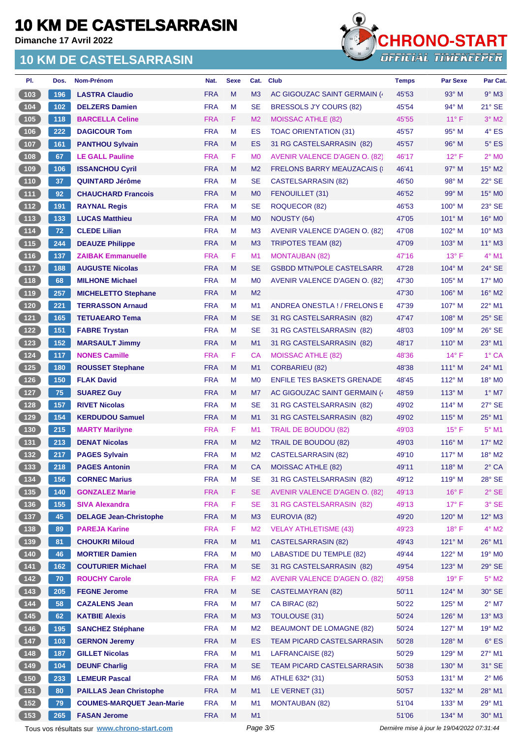# 10 KM DE CASTELSARRASIN

**Dimanche 17 Avril 2022**

## 10 KM DE CASTELSARRASIN

| Pl. | Dos. | Nom-Prénom | Nat. | Sexe | Cat. | Club | Temps | Par Sexe | Par Cat. |
|---|---|---|---|---|---|---|---|---|---|
| 103 | 196 | LASTRA Claudio | FRA | M | M3 | AC GIGOUZAC SAINT GERMAIN (4 | 45'53 | 93° M | 9° M3 |
| 104 | 102 | DELZERS Damien | FRA | M | SE | BRESSOLS J'Y COURS (82) | 45'54 | 94° M | 21° SE |
| 105 | 118 | BARCELLA Celine | FRA | F | M2 | MOISSAC ATHLE (82) | 45'55 | 11° F | 3° M2 |
| 106 | 222 | DAGICOUR Tom | FRA | M | ES | TOAC ORIENTATION (31) | 45'57 | 95° M | 4° ES |
| 107 | 161 | PANTHOU Sylvain | FRA | M | ES | 31 RG CASTELSARRASIN (82) | 45'57 | 96° M | 5° ES |
| 108 | 67 | LE GALL Pauline | FRA | F | M0 | AVENIR VALENCE D'AGEN O. (82) | 46'17 | 12° F | 2° M0 |
| 109 | 106 | ISSANCHOU Cyril | FRA | M | M2 | FRELONS BARRY MEAUZACAIS ( | 46'41 | 97° M | 15° M2 |
| 110 | 37 | QUINTARD Jérôme | FRA | M | SE | CASTELSARRASIN (82) | 46'50 | 98° M | 22° SE |
| 111 | 92 | CHAUCHARD Francois | FRA | M | M0 | FENOUILLET (31) | 46'52 | 99° M | 15° M0 |
| 112 | 191 | RAYNAL Regis | FRA | M | SE | ROQUECOR (82) | 46'53 | 100° M | 23° SE |
| 113 | 133 | LUCAS Matthieu | FRA | M | M0 | NOUSTY (64) | 47'05 | 101° M | 16° M0 |
| 114 | 72 | CLEDE Lilian | FRA | M | M3 | AVENIR VALENCE D'AGEN O. (82) | 47'08 | 102° M | 10° M3 |
| 115 | 244 | DEAUZE Philippe | FRA | M | M3 | TRIPOTES TEAM (82) | 47'09 | 103° M | 11° M3 |
| 116 | 137 | ZAIBAK Emmanuelle | FRA | F | M1 | MONTAUBAN (82) | 47'16 | 13° F | 4° M1 |
| 117 | 188 | AUGUSTE Nicolas | FRA | M | SE | GSBDD MTN/POLE CASTELSARR | 47'28 | 104° M | 24° SE |
| 118 | 68 | MILHONE Michael | FRA | M | M0 | AVENIR VALENCE D'AGEN O. (82) | 47'30 | 105° M | 17° M0 |
| 119 | 257 | MICHELETTO Stephane | FRA | M | M2 | | 47'30 | 106° M | 16° M2 |
| 120 | 221 | TERRASSON Arnaud | FRA | M | M1 | ANDREA ONESTLA ! / FRELONS E | 47'39 | 107° M | 22° M1 |
| 121 | 165 | TETUAEARO Tema | FRA | M | SE | 31 RG CASTELSARRASIN (82) | 47'47 | 108° M | 25° SE |
| 122 | 151 | FABRE Trystan | FRA | M | SE | 31 RG CASTELSARRASIN (82) | 48'03 | 109° M | 26° SE |
| 123 | 152 | MARSAULT Jimmy | FRA | M | M1 | 31 RG CASTELSARRASIN (82) | 48'17 | 110° M | 23° M1 |
| 124 | 117 | NONES Camille | FRA | F | CA | MOISSAC ATHLE (82) | 48'36 | 14° F | 1° CA |
| 125 | 180 | ROUSSET Stephane | FRA | M | M1 | CORBARIEU (82) | 48'38 | 111° M | 24° M1 |
| 126 | 150 | FLAK David | FRA | M | M0 | ENFILE TES BASKETS GRENADE | 48'45 | 112° M | 18° M0 |
| 127 | 75 | SUAREZ Guy | FRA | M | M7 | AC GIGOUZAC SAINT GERMAIN (4 | 48'59 | 113° M | 1° M7 |
| 128 | 157 | RIVET Nicolas | FRA | M | SE | 31 RG CASTELSARRASIN (82) | 49'02 | 114° M | 27° SE |
| 129 | 154 | KERDUDOU Samuel | FRA | M | M1 | 31 RG CASTELSARRASIN (82) | 49'02 | 115° M | 25° M1 |
| 130 | 215 | MARTY Marilyne | FRA | F | M1 | TRAIL DE BOUDOU (82) | 49'03 | 15° F | 5° M1 |
| 131 | 213 | DENAT Nicolas | FRA | M | M2 | TRAIL DE BOUDOU (82) | 49'03 | 116° M | 17° M2 |
| 132 | 217 | PAGES Sylvain | FRA | M | M2 | CASTELSARRASIN (82) | 49'10 | 117° M | 18° M2 |
| 133 | 218 | PAGES Antonin | FRA | M | CA | MOISSAC ATHLE (82) | 49'11 | 118° M | 2° CA |
| 134 | 156 | CORNEC Marius | FRA | M | SE | 31 RG CASTELSARRASIN (82) | 49'12 | 119° M | 28° SE |
| 135 | 140 | GONZALEZ Marie | FRA | F | SE | AVENIR VALENCE D'AGEN O. (82) | 49'13 | 16° F | 2° SE |
| 136 | 155 | SIVA Alexandra | FRA | F | SE | 31 RG CASTELSARRASIN (82) | 49'13 | 17° F | 3° SE |
| 137 | 45 | DELAGE Jean-Christophe | FRA | M | M3 | EUROVIA (82) | 49'20 | 120° M | 12° M3 |
| 138 | 89 | PAREJA Karine | FRA | F | M2 | VELAY ATHLETISME (43) | 49'23 | 18° F | 4° M2 |
| 139 | 81 | CHOUKRI Miloud | FRA | M | M1 | CASTELSARRASIN (82) | 49'43 | 121° M | 26° M1 |
| 140 | 46 | MORTIER Damien | FRA | M | M0 | LABASTIDE DU TEMPLE (82) | 49'44 | 122° M | 19° M0 |
| 141 | 162 | COUTURIER Michael | FRA | M | SE | 31 RG CASTELSARRASIN (82) | 49'54 | 123° M | 29° SE |
| 142 | 70 | ROUCHY Carole | FRA | F | M2 | AVENIR VALENCE D'AGEN O. (82) | 49'58 | 19° F | 5° M2 |
| 143 | 205 | FEGNE Jerome | FRA | M | SE | CASTELMAYRAN (82) | 50'11 | 124° M | 30° SE |
| 144 | 58 | CAZALENS Jean | FRA | M | M7 | CA BIRAC (82) | 50'22 | 125° M | 2° M7 |
| 145 | 62 | KATBIE Alexis | FRA | M | M3 | TOULOUSE (31) | 50'24 | 126° M | 13° M3 |
| 146 | 195 | SANCHEZ Stéphane | FRA | M | M2 | BEAUMONT DE LOMAGNE (82) | 50'24 | 127° M | 19° M2 |
| 147 | 103 | GERNON Jeremy | FRA | M | ES | TEAM PICARD CASTELSARRASIN | 50'28 | 128° M | 6° ES |
| 148 | 187 | GILLET Nicolas | FRA | M | M1 | LAFRANCAISE (82) | 50'29 | 129° M | 27° M1 |
| 149 | 104 | DEUNF Charlig | FRA | M | SE | TEAM PICARD CASTELSARRASIN | 50'38 | 130° M | 31° SE |
| 150 | 233 | LEMEUR Pascal | FRA | M | M6 | ATHLE 632* (31) | 50'53 | 131° M | 2° M6 |
| 151 | 80 | PAILLAS Jean Christophe | FRA | M | M1 | LE VERNET (31) | 50'57 | 132° M | 28° M1 |
| 152 | 79 | COUMES-MARQUET Jean-Marie | FRA | M | M1 | MONTAUBAN (82) | 51'04 | 133° M | 29° M1 |
| 153 | 265 | FASAN Jerome | FRA | M | M1 | | 51'06 | 134° M | 30° M1 |

Tous vos résultats sur www.chrono-start.com

*Dernière mise à jour le 19/04/2022 07:31:44*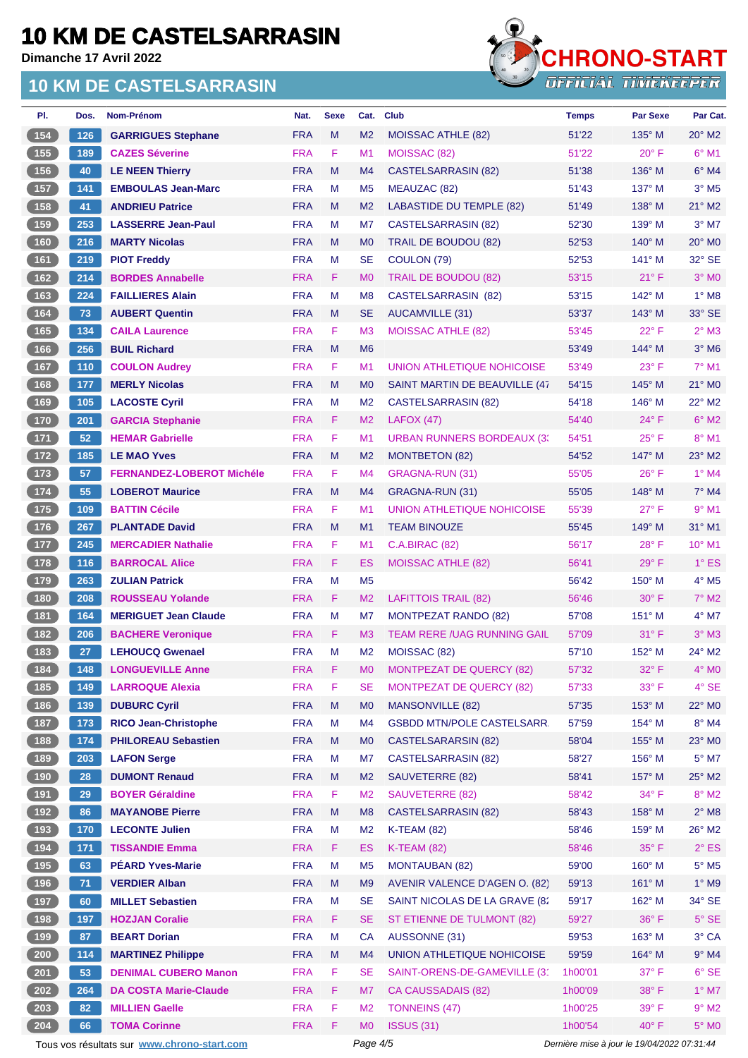# 10 KM DE CASTELSARRASIN

**Dimanche 17 Avril 2022**

## 10 KM DE CASTELSARRASIN

| Pl. | Dos. | Nom-Prénom | Nat. | Sexe | Cat. | Club | Temps | Par Sexe | Par Cat. |
|---|---|---|---|---|---|---|---|---|---|
| 154 | 126 | GARRIGUES Stephane | FRA | M | M2 | MOISSAC ATHLE (82) | 51'22 | 135° M | 20° M2 |
| 155 | 189 | CAZES Séverine | FRA | F | M1 | MOISSAC (82) | 51'22 | 20° F | 6° M1 |
| 156 | 40 | LE NEEN Thierry | FRA | M | M4 | CASTELSARRASIN (82) | 51'38 | 136° M | 6° M4 |
| 157 | 141 | EMBOULAS Jean-Marc | FRA | M | M5 | MEAUZAC (82) | 51'43 | 137° M | 3° M5 |
| 158 | 41 | ANDRIEU Patrice | FRA | M | M2 | LABASTIDE DU TEMPLE (82) | 51'49 | 138° M | 21° M2 |
| 159 | 253 | LASSERRE Jean-Paul | FRA | M | M7 | CASTELSARRASIN (82) | 52'30 | 139° M | 3° M7 |
| 160 | 216 | MARTY Nicolas | FRA | M | M0 | TRAIL DE BOUDOU (82) | 52'53 | 140° M | 20° M0 |
| 161 | 219 | PIOT Freddy | FRA | M | SE | COULON (79) | 52'53 | 141° M | 32° SE |
| 162 | 214 | BORDES Annabelle | FRA | F | M0 | TRAIL DE BOUDOU (82) | 53'15 | 21° F | 3° M0 |
| 163 | 224 | FAILLIERES Alain | FRA | M | M8 | CASTELSARRASIN (82) | 53'15 | 142° M | 1° M8 |
| 164 | 73 | AUBERT Quentin | FRA | M | SE | AUCAMVILLE (31) | 53'37 | 143° M | 33° SE |
| 165 | 134 | CAILA Laurence | FRA | F | M3 | MOISSAC ATHLE (82) | 53'45 | 22° F | 2° M3 |
| 166 | 256 | BUIL Richard | FRA | M | M6 | | 53'49 | 144° M | 3° M6 |
| 167 | 110 | COULON Audrey | FRA | F | M1 | UNION ATHLETIQUE NOHICOISE | 53'49 | 23° F | 7° M1 |
| 168 | 177 | MERLY Nicolas | FRA | M | M0 | SAINT MARTIN DE BEAUVILLE (47 | 54'15 | 145° M | 21° M0 |
| 169 | 105 | LACOSTE Cyril | FRA | M | M2 | CASTELSARRASIN (82) | 54'18 | 146° M | 22° M2 |
| 170 | 201 | GARCIA Stephanie | FRA | F | M2 | LAFOX (47) | 54'40 | 24° F | 6° M2 |
| 171 | 52 | HEMAR Gabrielle | FRA | F | M1 | URBAN RUNNERS BORDEAUX (3: | 54'51 | 25° F | 8° M1 |
| 172 | 185 | LE MAO Yves | FRA | M | M2 | MONTBETON (82) | 54'52 | 147° M | 23° M2 |
| 173 | 57 | FERNANDEZ-LOBEROT Michéle | FRA | F | M4 | GRAGNA-RUN (31) | 55'05 | 26° F | 1° M4 |
| 174 | 55 | LOBEROT Maurice | FRA | M | M4 | GRAGNA-RUN (31) | 55'05 | 148° M | 7° M4 |
| 175 | 109 | BATTIN Cécile | FRA | F | M1 | UNION ATHLETIQUE NOHICOISE | 55'39 | 27° F | 9° M1 |
| 176 | 267 | PLANTADE David | FRA | M | M1 | TEAM BINOUZE | 55'45 | 149° M | 31° M1 |
| 177 | 245 | MERCADIER Nathalie | FRA | F | M1 | C.A.BIRAC (82) | 56'17 | 28° F | 10° M1 |
| 178 | 116 | BARROCAL Alice | FRA | F | ES | MOISSAC ATHLE (82) | 56'41 | 29° F | 1° ES |
| 179 | 263 | ZULIAN Patrick | FRA | M | M5 | | 56'42 | 150° M | 4° M5 |
| 180 | 208 | ROUSSEAU Yolande | FRA | F | M2 | LAFITTOIS TRAIL (82) | 56'46 | 30° F | 7° M2 |
| 181 | 164 | MERIGUET Jean Claude | FRA | M | M7 | MONTPEZAT RANDO (82) | 57'08 | 151° M | 4° M7 |
| 182 | 206 | BACHERE Veronique | FRA | F | M3 | TEAM RERE /UAG RUNNING GAIL | 57'09 | 31° F | 3° M3 |
| 183 | 27 | LEHOUCQ Gwenael | FRA | M | M2 | MOISSAC (82) | 57'10 | 152° M | 24° M2 |
| 184 | 148 | LONGUEVILLE Anne | FRA | F | M0 | MONTPEZAT DE QUERCY (82) | 57'32 | 32° F | 4° M0 |
| 185 | 149 | LARROQUE Alexia | FRA | F | SE | MONTPEZAT DE QUERCY (82) | 57'33 | 33° F | 4° SE |
| 186 | 139 | DUBURC Cyril | FRA | M | M0 | MANSONVILLE (82) | 57'35 | 153° M | 22° M0 |
| 187 | 173 | RICO Jean-Christophe | FRA | M | M4 | GSBDD MTN/POLE CASTELSARR. | 57'59 | 154° M | 8° M4 |
| 188 | 174 | PHILOREAU Sebastien | FRA | M | M0 | CASTELSARARSIN (82) | 58'04 | 155° M | 23° M0 |
| 189 | 203 | LAFON Serge | FRA | M | M7 | CASTELSARRASIN (82) | 58'27 | 156° M | 5° M7 |
| 190 | 28 | DUMONT Renaud | FRA | M | M2 | SAUVETERRE (82) | 58'41 | 157° M | 25° M2 |
| 191 | 29 | BOYER Géraldine | FRA | F | M2 | SAUVETERRE (82) | 58'42 | 34° F | 8° M2 |
| 192 | 86 | MAYANOBE Pierre | FRA | M | M8 | CASTELSARRASIN (82) | 58'43 | 158° M | 2° M8 |
| 193 | 170 | LECONTE Julien | FRA | M | M2 | K-TEAM (82) | 58'46 | 159° M | 26° M2 |
| 194 | 171 | TISSANDIE Emma | FRA | F | ES | K-TEAM (82) | 58'46 | 35° F | 2° ES |
| 195 | 63 | PÉARD Yves-Marie | FRA | M | M5 | MONTAUBAN (82) | 59'00 | 160° M | 5° M5 |
| 196 | 71 | VERDIER Alban | FRA | M | M9 | AVENIR VALENCE D'AGEN O. (82) | 59'13 | 161° M | 1° M9 |
| 197 | 60 | MILLET Sebastien | FRA | M | SE | SAINT NICOLAS DE LA GRAVE (8: | 59'17 | 162° M | 34° SE |
| 198 | 197 | HOZJAN Coralie | FRA | F | SE | ST ETIENNE DE TULMONT (82) | 59'27 | 36° F | 5° SE |
| 199 | 87 | BEART Dorian | FRA | M | CA | AUSSONNE (31) | 59'53 | 163° M | 3° CA |
| 200 | 114 | MARTINEZ Philippe | FRA | M | M4 | UNION ATHLETIQUE NOHICOISE | 59'59 | 164° M | 9° M4 |
| 201 | 53 | DENIMAL CUBERO Manon | FRA | F | SE | SAINT-ORENS-DE-GAMEVILLE (3: | 1h00'01 | 37° F | 6° SE |
| 202 | 264 | DA COSTA Marie-Claude | FRA | F | M7 | CA CAUSSADAIS (82) | 1h00'09 | 38° F | 1° M7 |
| 203 | 82 | MILLIEN Gaelle | FRA | F | M2 | TONNEINS (47) | 1h00'25 | 39° F | 9° M2 |
| 204 | 66 | TOMA Corinne | FRA | F | M0 | ISSUS (31) | 1h00'54 | 40° F | 5° M0 |

Tous vos résultats sur www.chrono-start.com — Dernière mise à jour le 19/04/2022 07:31:44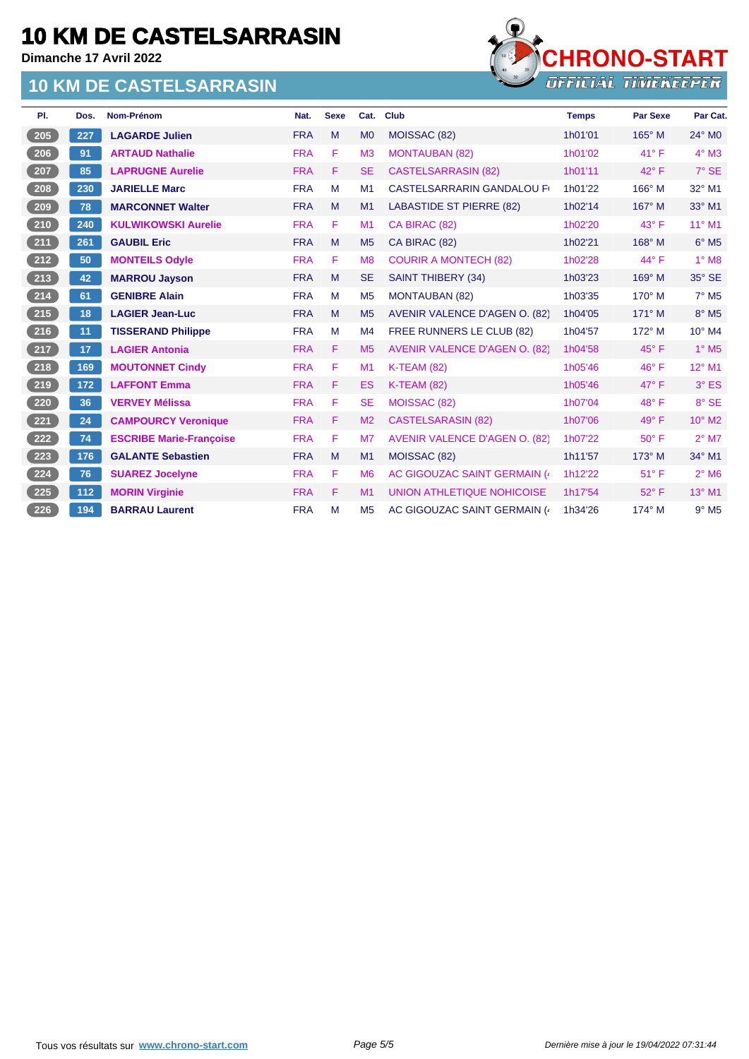# 10 KM DE CASTELSARRASIN

**Dimanche 17 Avril 2022**

## 10 KM DE CASTELSARRASIN

| Pl. | Dos. | Nom-Prénom | Nat. | Sexe | Cat. | Club | Temps | Par Sexe | Par Cat. |
|---|---|---|---|---|---|---|---|---|---|
| 205 | 227 | **LAGARDE Julien** | FRA | M | M0 | MOISSAC (82) | 1h01'01 | 165° M | 24° M0 |
| 206 | 91 | **ARTAUD Nathalie** | FRA | F | M3 | MONTAUBAN (82) | 1h01'02 | 41° F | 4° M3 |
| 207 | 85 | **LAPRUGNE Aurelie** | FRA | F | SE | CASTELSARRASIN (82) | 1h01'11 | 42° F | 7° SE |
| 208 | 230 | **JARIELLE Marc** | FRA | M | M1 | CASTELSARRARIN GANDALOU F | 1h01'22 | 166° M | 32° M1 |
| 209 | 78 | **MARCONNET Walter** | FRA | M | M1 | LABASTIDE ST PIERRE (82) | 1h02'14 | 167° M | 33° M1 |
| 210 | 240 | **KULWIKOWSKI Aurelie** | FRA | F | M1 | CA BIRAC (82) | 1h02'20 | 43° F | 11° M1 |
| 211 | 261 | **GAUBIL Eric** | FRA | M | M5 | CA BIRAC (82) | 1h02'21 | 168° M | 6° M5 |
| 212 | 50 | **MONTEILS Odyle** | FRA | F | M8 | COURIR A MONTECH (82) | 1h02'28 | 44° F | 1° M8 |
| 213 | 42 | **MARROU Jayson** | FRA | M | SE | SAINT THIBERY (34) | 1h03'23 | 169° M | 35° SE |
| 214 | 61 | **GENIBRE Alain** | FRA | M | M5 | MONTAUBAN (82) | 1h03'35 | 170° M | 7° M5 |
| 215 | 18 | **LAGIER Jean-Luc** | FRA | M | M5 | AVENIR VALENCE D'AGEN O. (82) | 1h04'05 | 171° M | 8° M5 |
| 216 | 11 | **TISSERAND Philippe** | FRA | M | M4 | FREE RUNNERS LE CLUB (82) | 1h04'57 | 172° M | 10° M4 |
| 217 | 17 | **LAGIER Antonia** | FRA | F | M5 | AVENIR VALENCE D'AGEN O. (82) | 1h04'58 | 45° F | 1° M5 |
| 218 | 169 | **MOUTONNET Cindy** | FRA | F | M1 | K-TEAM (82) | 1h05'46 | 46° F | 12° M1 |
| 219 | 172 | **LAFFONT Emma** | FRA | F | ES | K-TEAM (82) | 1h05'46 | 47° F | 3° ES |
| 220 | 36 | **VERVEY Mélissa** | FRA | F | SE | MOISSAC (82) | 1h07'04 | 48° F | 8° SE |
| 221 | 24 | **CAMPOURCY Veronique** | FRA | F | M2 | CASTELSARASIN (82) | 1h07'06 | 49° F | 10° M2 |
| 222 | 74 | **ESCRIBE Marie-Françoise** | FRA | F | M7 | AVENIR VALENCE D'AGEN O. (82) | 1h07'22 | 50° F | 2° M7 |
| 223 | 176 | **GALANTE Sebastien** | FRA | M | M1 | MOISSAC (82) | 1h11'57 | 173° M | 34° M1 |
| 224 | 76 | **SUAREZ Jocelyne** | FRA | F | M6 | AC GIGOUZAC SAINT GERMAIN ( | 1h12'22 | 51° F | 2° M6 |
| 225 | 112 | **MORIN Virginie** | FRA | F | M1 | UNION ATHLETIQUE NOHICOISE | 1h17'54 | 52° F | 13° M1 |
| 226 | 194 | **BARRAU Laurent** | FRA | M | M5 | AC GIGOUZAC SAINT GERMAIN ( | 1h34'26 | 174° M | 9° M5 |

Tous vos résultats sur www.chrono-start.com

*Dernière mise à jour le 19/04/2022 07:31:44*